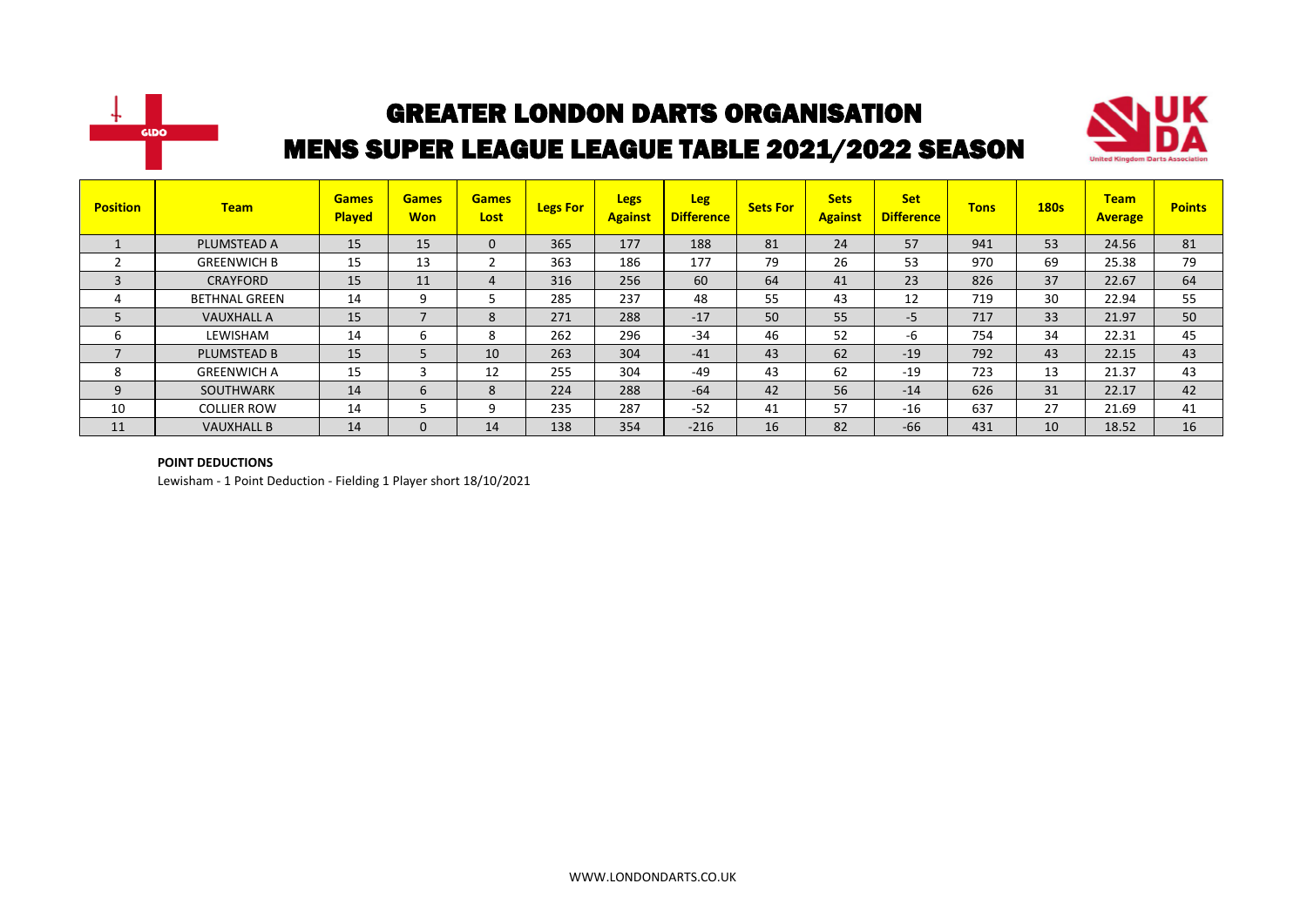# GREATER LONDON DARTS ORGANISATION

## MENS SUPER LEAGUE LEAGUE TABLE 2021/2022 SEASON

| Position | Team | Games Played | Games Won | Games Lost | Legs For | Legs Against | Leg Difference | Sets For | Sets Against | Set Difference | Tons | 180s | Team Average | Points |
|---|---|---|---|---|---|---|---|---|---|---|---|---|---|---|
| 1 | PLUMSTEAD A | 15 | 15 | 0 | 365 | 177 | 188 | 81 | 24 | 57 | 941 | 53 | 24.56 | 81 |
| 2 | GREENWICH B | 15 | 13 | 2 | 363 | 186 | 177 | 79 | 26 | 53 | 970 | 69 | 25.38 | 79 |
| 3 | CRAYFORD | 15 | 11 | 4 | 316 | 256 | 60 | 64 | 41 | 23 | 826 | 37 | 22.67 | 64 |
| 4 | BETHNAL GREEN | 14 | 9 | 5 | 285 | 237 | 48 | 55 | 43 | 12 | 719 | 30 | 22.94 | 55 |
| 5 | VAUXHALL A | 15 | 7 | 8 | 271 | 288 | -17 | 50 | 55 | -5 | 717 | 33 | 21.97 | 50 |
| 6 | LEWISHAM | 14 | 6 | 8 | 262 | 296 | -34 | 46 | 52 | -6 | 754 | 34 | 22.31 | 45 |
| 7 | PLUMSTEAD B | 15 | 5 | 10 | 263 | 304 | -41 | 43 | 62 | -19 | 792 | 43 | 22.15 | 43 |
| 8 | GREENWICH A | 15 | 3 | 12 | 255 | 304 | -49 | 43 | 62 | -19 | 723 | 13 | 21.37 | 43 |
| 9 | SOUTHWARK | 14 | 6 | 8 | 224 | 288 | -64 | 42 | 56 | -14 | 626 | 31 | 22.17 | 42 |
| 10 | COLLIER ROW | 14 | 5 | 9 | 235 | 287 | -52 | 41 | 57 | -16 | 637 | 27 | 21.69 | 41 |
| 11 | VAUXHALL B | 14 | 0 | 14 | 138 | 354 | -216 | 16 | 82 | -66 | 431 | 10 | 18.52 | 16 |

**POINT DEDUCTIONS**

Lewisham - 1 Point Deduction - Fielding 1 Player short 18/10/2021

WWW.LONDONDARTS.CO.UK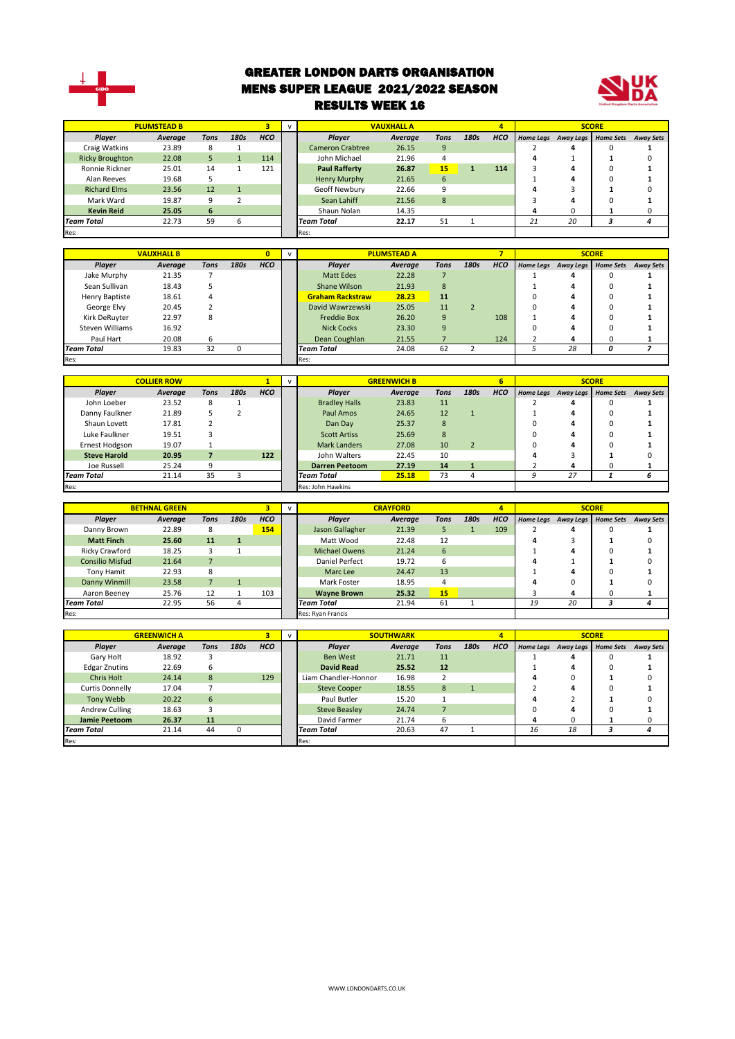# GREATER LONDON DARTS ORGANISATION

## MENS SUPER LEAGUE 2021/2022 SEASON

## RESULTS WEEK 16

| PLUMSTEAD B | | | | 3 | v | VAUXHALL A | | | | 4 | SCORE | | | |
|---|---|---|---|---|---|---|---|---|---|---|---|---|---|---|
| Player | Average | Tons | 180s | HCO | | Player | Average | Tons | 180s | HCO | Home Legs | Away Legs | Home Sets | Away Sets |
| Craig Watkins | 23.89 | 8 | 1 | | | Cameron Crabtree | 26.15 | 9 | | | 2 | 4 | 0 | 1 |
| Ricky Broughton | 22.08 | 5 | 1 | 114 | | John Michael | 21.96 | 4 | | | 4 | 1 | 1 | 0 |
| Ronnie Rickner | 25.01 | 14 | 1 | 121 | | **Paul Rafferty** | **26.87** | **15** | **1** | **114** | 3 | 4 | 0 | 1 |
| Alan Reeves | 19.68 | 5 | | | | Henry Murphy | 21.65 | 6 | | | 1 | 4 | 0 | 1 |
| Richard Elms | 23.56 | 12 | 1 | | | Geoff Newbury | 22.66 | 9 | | | 4 | 3 | 1 | 0 |
| Mark Ward | 19.87 | 9 | 2 | | | Sean Lahiff | 21.56 | 8 | | | 3 | 4 | 0 | 1 |
| **Kevin Reid** | **25.05** | **6** | | | | Shaun Nolan | 14.35 | | | | 4 | 0 | 1 | 0 |
| *Team Total* | 22.73 | 59 | 6 | | | *Team Total* | **22.17** | 51 | 1 | | 21 | 20 | 3 | 4 |
| Res: | | | | | | Res: | | | | | | | | |

| VAUXHALL B | | | | 0 | v | PLUMSTEAD A | | | | 7 | SCORE | | | |
|---|---|---|---|---|---|---|---|---|---|---|---|---|---|---|
| Player | Average | Tons | 180s | HCO | | Player | Average | Tons | 180s | HCO | Home Legs | Away Legs | Home Sets | Away Sets |
| Jake Murphy | 21.35 | 7 | | | | Matt Edes | 22.28 | 7 | | | 1 | 4 | 0 | 1 |
| Sean Sullivan | 18.43 | 5 | | | | Shane Wilson | 21.93 | 8 | | | 1 | 4 | 0 | 1 |
| Henry Baptiste | 18.61 | 4 | | | | **Graham Rackstraw** | **28.23** | **11** | | | 0 | 4 | 0 | 1 |
| George Elvy | 20.45 | 2 | | | | David Wawrzewski | 25.05 | 11 | 2 | | 0 | 4 | 0 | 1 |
| Kirk DeRuyter | 22.97 | 8 | | | | Freddie Box | 26.20 | 9 | | 108 | 1 | 4 | 0 | 1 |
| Steven Williams | 16.92 | | | | | Nick Cocks | 23.30 | 9 | | | 0 | 4 | 0 | 1 |
| Paul Hart | 20.08 | 6 | | | | Dean Coughlan | 21.55 | 7 | | 124 | 2 | 4 | 0 | 1 |
| *Team Total* | 19.83 | 32 | 0 | | | *Team Total* | 24.08 | 62 | 2 | | 5 | 28 | 0 | 7 |
| Res: | | | | | | Res: | | | | | | | | |

| COLLIER ROW | | | | 1 | v | GREENWICH B | | | | 6 | SCORE | | | |
|---|---|---|---|---|---|---|---|---|---|---|---|---|---|---|
| Player | Average | Tons | 180s | HCO | | Player | Average | Tons | 180s | HCO | Home Legs | Away Legs | Home Sets | Away Sets |
| John Loeber | 23.52 | 8 | 1 | | | Bradley Halls | 23.83 | 11 | | | 2 | 4 | 0 | 1 |
| Danny Faulkner | 21.89 | 5 | 2 | | | Paul Amos | 24.65 | 12 | 1 | | 1 | 4 | 0 | 1 |
| Shaun Lovett | 17.81 | 2 | | | | Dan Day | 25.37 | 8 | | | 0 | 4 | 0 | 1 |
| Luke Faulkner | 19.51 | 3 | | | | Scott Artiss | 25.69 | 8 | | | 0 | 4 | 0 | 1 |
| Ernest Hodgson | 19.07 | 1 | | | | Mark Landers | 27.08 | 10 | 2 | | 0 | 4 | 0 | 1 |
| **Steve Harold** | **20.95** | **7** | | **122** | | John Walters | 22.45 | 10 | | | 4 | 3 | 1 | 0 |
| Joe Russell | 25.24 | 9 | | | | **Darren Peetoom** | **27.19** | **14** | **1** | | 2 | 4 | 0 | 1 |
| *Team Total* | 21.14 | 35 | 3 | | | *Team Total* | **25.18** | 73 | 4 | | 9 | 27 | 1 | 6 |
| Res: | | | | | | Res: John Hawkins | | | | | | | | |

| BETHNAL GREEN | | | | 3 | v | CRAYFORD | | | | 4 | SCORE | | | |
|---|---|---|---|---|---|---|---|---|---|---|---|---|---|---|
| Player | Average | Tons | 180s | HCO | | Player | Average | Tons | 180s | HCO | Home Legs | Away Legs | Home Sets | Away Sets |
| Danny Brown | 22.89 | 8 | | **154** | | Jason Gallagher | 21.39 | 5 | 1 | 109 | 2 | 4 | 0 | 1 |
| **Matt Finch** | **25.60** | **11** | **1** | | | Matt Wood | 22.48 | 12 | | | 4 | 3 | 1 | 0 |
| Ricky Crawford | 18.25 | 3 | 1 | | | Michael Owens | 21.24 | 6 | | | 1 | 4 | 0 | 1 |
| Consilio Misfud | 21.64 | 7 | | | | Daniel Perfect | 19.72 | 6 | | | 4 | 1 | 1 | 0 |
| Tony Hamit | 22.93 | 8 | | | | Marc Lee | 24.47 | 13 | | | 1 | 4 | 0 | 1 |
| Danny Winmill | 23.58 | 7 | 1 | | | Mark Foster | 18.95 | 4 | | | 4 | 0 | 1 | 0 |
| Aaron Beeney | 25.76 | 12 | 1 | 103 | | **Wayne Brown** | **25.32** | **15** | | | 3 | 4 | 0 | 1 |
| *Team Total* | 22.95 | 56 | 4 | | | *Team Total* | 21.94 | 61 | 1 | | 19 | 20 | 3 | 4 |
| Res: | | | | | | Res: Ryan Francis | | | | | | | | |

| GREENWICH A | | | | 3 | v | SOUTHWARK | | | | 4 | SCORE | | | |
|---|---|---|---|---|---|---|---|---|---|---|---|---|---|---|
| Player | Average | Tons | 180s | HCO | | Player | Average | Tons | 180s | HCO | Home Legs | Away Legs | Home Sets | Away Sets |
| Gary Holt | 18.92 | 3 | | | | Ben West | 21.71 | 11 | | | 1 | 4 | 0 | 1 |
| Edgar Znutins | 22.69 | 6 | | | | **David Read** | **25.52** | **12** | | | 1 | 4 | 0 | 1 |
| Chris Holt | 24.14 | 8 | | 129 | | Liam Chandler-Honnor | 16.98 | 2 | | | 4 | 0 | 1 | 0 |
| Curtis Donnelly | 17.04 | 7 | | | | Steve Cooper | 18.55 | 8 | 1 | | 2 | 4 | 0 | 1 |
| Tony Webb | 20.22 | 6 | | | | Paul Butler | 15.20 | 1 | | | 4 | 2 | 1 | 0 |
| Andrew Culling | 18.63 | 3 | | | | Steve Beasley | 24.74 | 7 | | | 0 | 4 | 0 | 1 |
| **Jamie Peetoom** | **26.37** | **11** | | | | David Farmer | 21.74 | 6 | | | 4 | 0 | 1 | 0 |
| *Team Total* | 21.14 | 44 | 0 | | | *Team Total* | 20.63 | 47 | 1 | | 16 | 18 | 3 | 4 |
| Res: | | | | | | Res: | | | | | | | | |

WWW.LONDONDARTS.CO.UK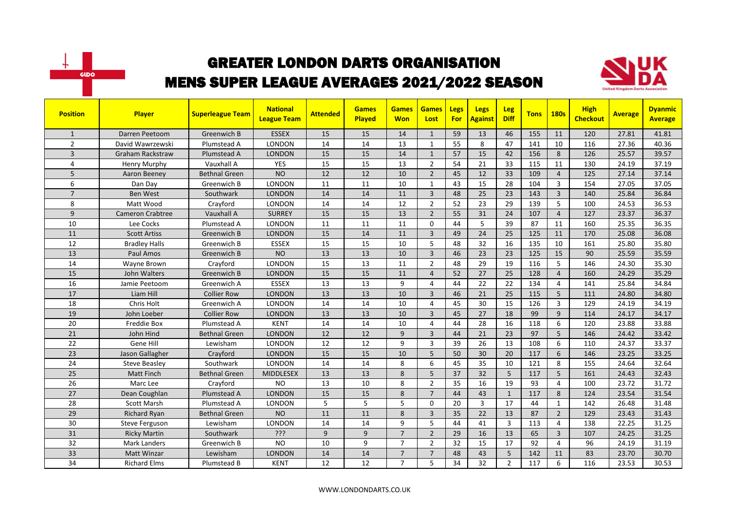# GREATER LONDON DARTS ORGANISATION
# MENS SUPER LEAGUE AVERAGES 2021/2022 SEASON

| Position | Player | Superleague Team | National League Team | Attended | Games Played | Games Won | Games Lost | Legs For | Legs Against | Leg Diff | Tons | 180s | High Checkout | Average | Dyanmic Average |
|---|---|---|---|---|---|---|---|---|---|---|---|---|---|---|---|
| 1 | Darren Peetoom | Greenwich B | ESSEX | 15 | 15 | 14 | 1 | 59 | 13 | 46 | 155 | 11 | 120 | 27.81 | 41.81 |
| 2 | David Wawrzewski | Plumstead A | LONDON | 14 | 14 | 13 | 1 | 55 | 8 | 47 | 141 | 10 | 116 | 27.36 | 40.36 |
| 3 | Graham Rackstraw | Plumstead A | LONDON | 15 | 15 | 14 | 1 | 57 | 15 | 42 | 156 | 8 | 126 | 25.57 | 39.57 |
| 4 | Henry Murphy | Vauxhall A | YES | 15 | 15 | 13 | 2 | 54 | 21 | 33 | 115 | 11 | 130 | 24.19 | 37.19 |
| 5 | Aaron Beeney | Bethnal Green | NO | 12 | 12 | 10 | 2 | 45 | 12 | 33 | 109 | 4 | 125 | 27.14 | 37.14 |
| 6 | Dan Day | Greenwich B | LONDON | 11 | 11 | 10 | 1 | 43 | 15 | 28 | 104 | 3 | 154 | 27.05 | 37.05 |
| 7 | Ben West | Southwark | LONDON | 14 | 14 | 11 | 3 | 48 | 25 | 23 | 143 | 3 | 140 | 25.84 | 36.84 |
| 8 | Matt Wood | Crayford | LONDON | 14 | 14 | 12 | 2 | 52 | 23 | 29 | 139 | 5 | 100 | 24.53 | 36.53 |
| 9 | Cameron Crabtree | Vauxhall A | SURREY | 15 | 15 | 13 | 2 | 55 | 31 | 24 | 107 | 4 | 127 | 23.37 | 36.37 |
| 10 | Lee Cocks | Plumstead A | LONDON | 11 | 11 | 11 | 0 | 44 | 5 | 39 | 87 | 11 | 160 | 25.35 | 36.35 |
| 11 | Scott Artiss | Greenwich B | LONDON | 15 | 14 | 11 | 3 | 49 | 24 | 25 | 125 | 11 | 170 | 25.08 | 36.08 |
| 12 | Bradley Halls | Greenwich B | ESSEX | 15 | 15 | 10 | 5 | 48 | 32 | 16 | 135 | 10 | 161 | 25.80 | 35.80 |
| 13 | Paul Amos | Greenwich B | NO | 13 | 13 | 10 | 3 | 46 | 23 | 23 | 125 | 15 | 90 | 25.59 | 35.59 |
| 14 | Wayne Brown | Crayford | LONDON | 15 | 13 | 11 | 2 | 48 | 29 | 19 | 116 | 5 | 146 | 24.30 | 35.30 |
| 15 | John Walters | Greenwich B | LONDON | 15 | 15 | 11 | 4 | 52 | 27 | 25 | 128 | 4 | 160 | 24.29 | 35.29 |
| 16 | Jamie Peetoom | Greenwich A | ESSEX | 13 | 13 | 9 | 4 | 44 | 22 | 22 | 134 | 4 | 141 | 25.84 | 34.84 |
| 17 | Liam Hill | Collier Row | LONDON | 13 | 13 | 10 | 3 | 46 | 21 | 25 | 115 | 5 | 111 | 24.80 | 34.80 |
| 18 | Chris Holt | Greenwich A | LONDON | 14 | 14 | 10 | 4 | 45 | 30 | 15 | 126 | 3 | 129 | 24.19 | 34.19 |
| 19 | John Loeber | Collier Row | LONDON | 13 | 13 | 10 | 3 | 45 | 27 | 18 | 99 | 9 | 114 | 24.17 | 34.17 |
| 20 | Freddie Box | Plumstead A | KENT | 14 | 14 | 10 | 4 | 44 | 28 | 16 | 118 | 6 | 120 | 23.88 | 33.88 |
| 21 | John Hind | Bethnal Green | LONDON | 12 | 12 | 9 | 3 | 44 | 21 | 23 | 97 | 5 | 146 | 24.42 | 33.42 |
| 22 | Gene Hill | Lewisham | LONDON | 12 | 12 | 9 | 3 | 39 | 26 | 13 | 108 | 6 | 110 | 24.37 | 33.37 |
| 23 | Jason Gallagher | Crayford | LONDON | 15 | 15 | 10 | 5 | 50 | 30 | 20 | 117 | 6 | 146 | 23.25 | 33.25 |
| 24 | Steve Beasley | Southwark | LONDON | 14 | 14 | 8 | 6 | 45 | 35 | 10 | 121 | 8 | 155 | 24.64 | 32.64 |
| 25 | Matt Finch | Bethnal Green | MIDDLESEX | 13 | 13 | 8 | 5 | 37 | 32 | 5 | 117 | 5 | 161 | 24.43 | 32.43 |
| 26 | Marc Lee | Crayford | NO | 13 | 10 | 8 | 2 | 35 | 16 | 19 | 93 | 4 | 100 | 23.72 | 31.72 |
| 27 | Dean Coughlan | Plumstead A | LONDON | 15 | 15 | 8 | 7 | 44 | 43 | 1 | 117 | 8 | 124 | 23.54 | 31.54 |
| 28 | Scott Marsh | Plumstead A | LONDON | 5 | 5 | 5 | 0 | 20 | 3 | 17 | 44 | 1 | 142 | 26.48 | 31.48 |
| 29 | Richard Ryan | Bethnal Green | NO | 11 | 11 | 8 | 3 | 35 | 22 | 13 | 87 | 2 | 129 | 23.43 | 31.43 |
| 30 | Steve Ferguson | Lewisham | LONDON | 14 | 14 | 9 | 5 | 44 | 41 | 3 | 113 | 4 | 138 | 22.25 | 31.25 |
| 31 | Ricky Martin | Southwark | ??? | 9 | 9 | 7 | 2 | 29 | 16 | 13 | 65 | 3 | 107 | 24.25 | 31.25 |
| 32 | Mark Landers | Greenwich B | NO | 10 | 9 | 7 | 2 | 32 | 15 | 17 | 92 | 4 | 96 | 24.19 | 31.19 |
| 33 | Matt Winzar | Lewisham | LONDON | 14 | 14 | 7 | 7 | 48 | 43 | 5 | 142 | 11 | 83 | 23.70 | 30.70 |
| 34 | Richard Elms | Plumstead B | KENT | 12 | 12 | 7 | 5 | 34 | 32 | 2 | 117 | 6 | 116 | 23.53 | 30.53 |

WWW.LONDONDARTS.CO.UK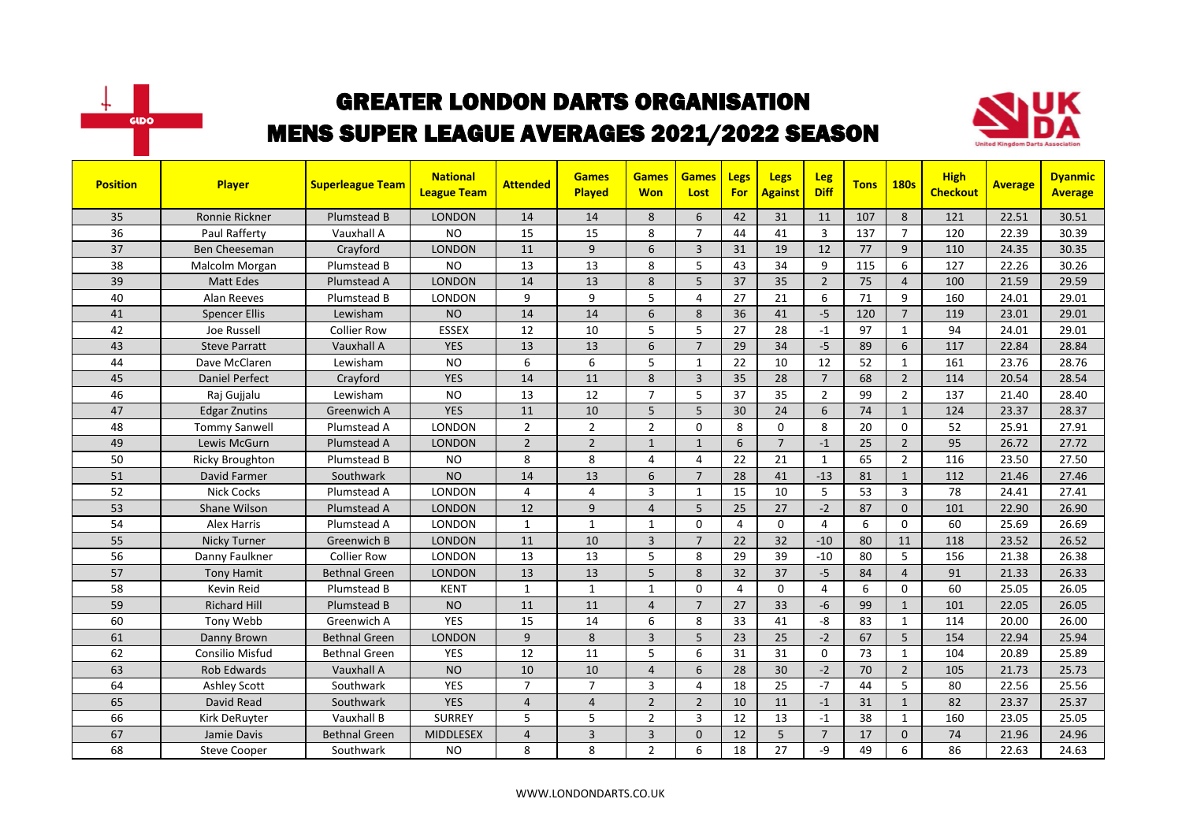# GREATER LONDON DARTS ORGANISATION
## MENS SUPER LEAGUE AVERAGES 2021/2022 SEASON

| Position | Player | Superleague Team | National League Team | Attended | Games Played | Games Won | Games Lost | Legs For | Legs Against | Leg Diff | Tons | 180s | High Checkout | Average | Dyanmic Average |
|---|---|---|---|---|---|---|---|---|---|---|---|---|---|---|---|
| 35 | Ronnie Rickner | Plumstead B | LONDON | 14 | 14 | 8 | 6 | 42 | 31 | 11 | 107 | 8 | 121 | 22.51 | 30.51 |
| 36 | Paul Rafferty | Vauxhall A | NO | 15 | 15 | 8 | 7 | 44 | 41 | 3 | 137 | 7 | 120 | 22.39 | 30.39 |
| 37 | Ben Cheeseman | Crayford | LONDON | 11 | 9 | 6 | 3 | 31 | 19 | 12 | 77 | 9 | 110 | 24.35 | 30.35 |
| 38 | Malcolm Morgan | Plumstead B | NO | 13 | 13 | 8 | 5 | 43 | 34 | 9 | 115 | 6 | 127 | 22.26 | 30.26 |
| 39 | Matt Edes | Plumstead A | LONDON | 14 | 13 | 8 | 5 | 37 | 35 | 2 | 75 | 4 | 100 | 21.59 | 29.59 |
| 40 | Alan Reeves | Plumstead B | LONDON | 9 | 9 | 5 | 4 | 27 | 21 | 6 | 71 | 9 | 160 | 24.01 | 29.01 |
| 41 | Spencer Ellis | Lewisham | NO | 14 | 14 | 6 | 8 | 36 | 41 | -5 | 120 | 7 | 119 | 23.01 | 29.01 |
| 42 | Joe Russell | Collier Row | ESSEX | 12 | 10 | 5 | 5 | 27 | 28 | -1 | 97 | 1 | 94 | 24.01 | 29.01 |
| 43 | Steve Parratt | Vauxhall A | YES | 13 | 13 | 6 | 7 | 29 | 34 | -5 | 89 | 6 | 117 | 22.84 | 28.84 |
| 44 | Dave McClaren | Lewisham | NO | 6 | 6 | 5 | 1 | 22 | 10 | 12 | 52 | 1 | 161 | 23.76 | 28.76 |
| 45 | Daniel Perfect | Crayford | YES | 14 | 11 | 8 | 3 | 35 | 28 | 7 | 68 | 2 | 114 | 20.54 | 28.54 |
| 46 | Raj Gujjalu | Lewisham | NO | 13 | 12 | 7 | 5 | 37 | 35 | 2 | 99 | 2 | 137 | 21.40 | 28.40 |
| 47 | Edgar Znutins | Greenwich A | YES | 11 | 10 | 5 | 5 | 30 | 24 | 6 | 74 | 1 | 124 | 23.37 | 28.37 |
| 48 | Tommy Sanwell | Plumstead A | LONDON | 2 | 2 | 2 | 0 | 8 | 0 | 8 | 20 | 0 | 52 | 25.91 | 27.91 |
| 49 | Lewis McGurn | Plumstead A | LONDON | 2 | 2 | 1 | 1 | 6 | 7 | -1 | 25 | 2 | 95 | 26.72 | 27.72 |
| 50 | Ricky Broughton | Plumstead B | NO | 8 | 8 | 4 | 4 | 22 | 21 | 1 | 65 | 2 | 116 | 23.50 | 27.50 |
| 51 | David Farmer | Southwark | NO | 14 | 13 | 6 | 7 | 28 | 41 | -13 | 81 | 1 | 112 | 21.46 | 27.46 |
| 52 | Nick Cocks | Plumstead A | LONDON | 4 | 4 | 3 | 1 | 15 | 10 | 5 | 53 | 3 | 78 | 24.41 | 27.41 |
| 53 | Shane Wilson | Plumstead A | LONDON | 12 | 9 | 4 | 5 | 25 | 27 | -2 | 87 | 0 | 101 | 22.90 | 26.90 |
| 54 | Alex Harris | Plumstead A | LONDON | 1 | 1 | 1 | 0 | 4 | 0 | 4 | 6 | 0 | 60 | 25.69 | 26.69 |
| 55 | Nicky Turner | Greenwich B | LONDON | 11 | 10 | 3 | 7 | 22 | 32 | -10 | 80 | 11 | 118 | 23.52 | 26.52 |
| 56 | Danny Faulkner | Collier Row | LONDON | 13 | 13 | 5 | 8 | 29 | 39 | -10 | 80 | 5 | 156 | 21.38 | 26.38 |
| 57 | Tony Hamit | Bethnal Green | LONDON | 13 | 13 | 5 | 8 | 32 | 37 | -5 | 84 | 4 | 91 | 21.33 | 26.33 |
| 58 | Kevin Reid | Plumstead B | KENT | 1 | 1 | 1 | 0 | 4 | 0 | 4 | 6 | 0 | 60 | 25.05 | 26.05 |
| 59 | Richard Hill | Plumstead B | NO | 11 | 11 | 4 | 7 | 27 | 33 | -6 | 99 | 1 | 101 | 22.05 | 26.05 |
| 60 | Tony Webb | Greenwich A | YES | 15 | 14 | 6 | 8 | 33 | 41 | -8 | 83 | 1 | 114 | 20.00 | 26.00 |
| 61 | Danny Brown | Bethnal Green | LONDON | 9 | 8 | 3 | 5 | 23 | 25 | -2 | 67 | 5 | 154 | 22.94 | 25.94 |
| 62 | Consilio Misfud | Bethnal Green | YES | 12 | 11 | 5 | 6 | 31 | 31 | 0 | 73 | 1 | 104 | 20.89 | 25.89 |
| 63 | Rob Edwards | Vauxhall A | NO | 10 | 10 | 4 | 6 | 28 | 30 | -2 | 70 | 2 | 105 | 21.73 | 25.73 |
| 64 | Ashley Scott | Southwark | YES | 7 | 7 | 3 | 4 | 18 | 25 | -7 | 44 | 5 | 80 | 22.56 | 25.56 |
| 65 | David Read | Southwark | YES | 4 | 4 | 2 | 2 | 10 | 11 | -1 | 31 | 1 | 82 | 23.37 | 25.37 |
| 66 | Kirk DeRuyter | Vauxhall B | SURREY | 5 | 5 | 2 | 3 | 12 | 13 | -1 | 38 | 1 | 160 | 23.05 | 25.05 |
| 67 | Jamie Davis | Bethnal Green | MIDDLESEX | 4 | 3 | 3 | 0 | 12 | 5 | 7 | 17 | 0 | 74 | 21.96 | 24.96 |
| 68 | Steve Cooper | Southwark | NO | 8 | 8 | 2 | 6 | 18 | 27 | -9 | 49 | 6 | 86 | 22.63 | 24.63 |

WWW.LONDONDARTS.CO.UK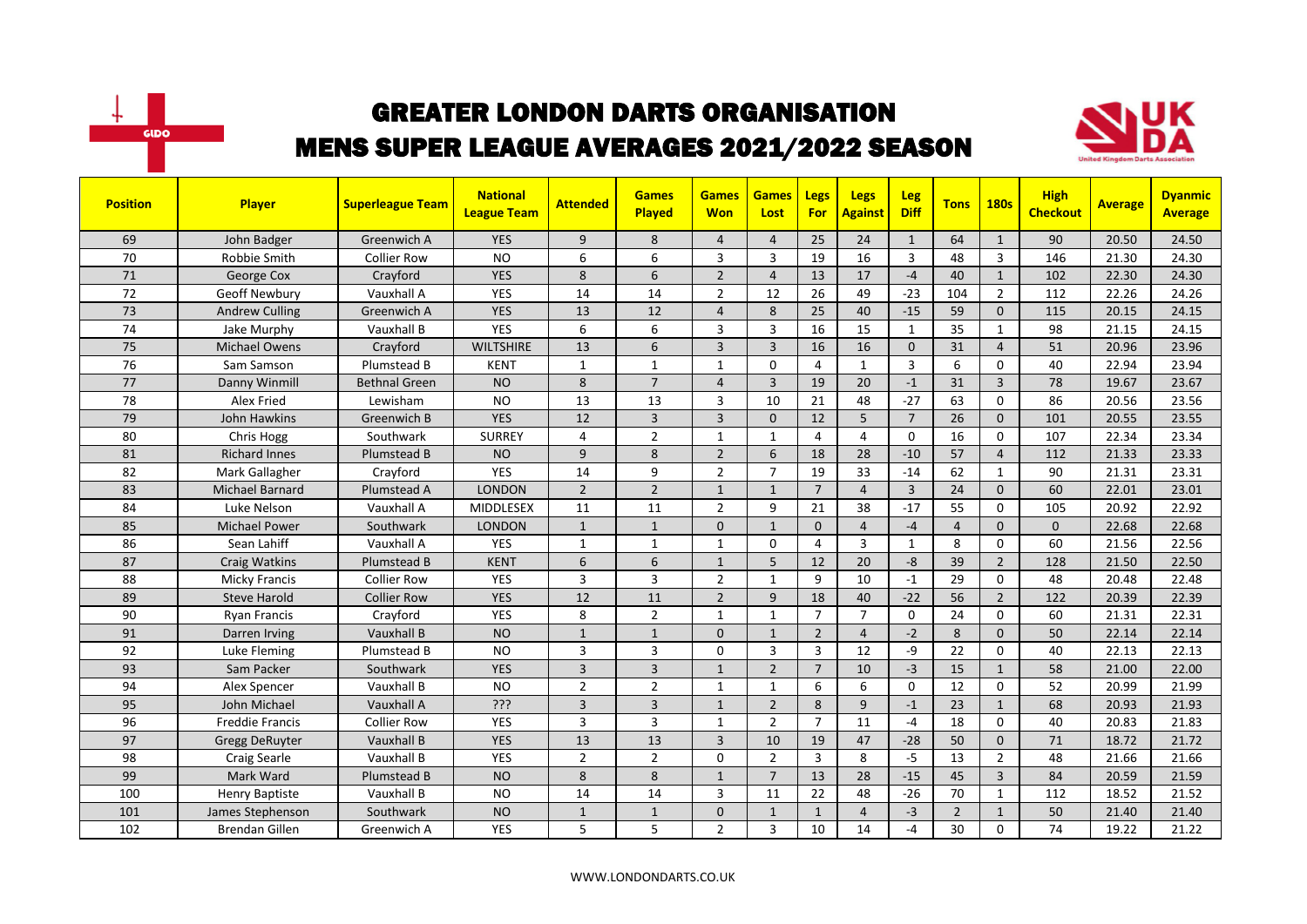# GREATER LONDON DARTS ORGANISATION

## MENS SUPER LEAGUE AVERAGES 2021/2022 SEASON

| Position | Player | Superleague Team | National League Team | Attended | Games Played | Games Won | Games Lost | Legs For | Legs Against | Leg Diff | Tons | 180s | High Checkout | Average | Dyanmic Average |
|---|---|---|---|---|---|---|---|---|---|---|---|---|---|---|---|
| 69 | John Badger | Greenwich A | YES | 9 | 8 | 4 | 4 | 25 | 24 | 1 | 64 | 1 | 90 | 20.50 | 24.50 |
| 70 | Robbie Smith | Collier Row | NO | 6 | 6 | 3 | 3 | 19 | 16 | 3 | 48 | 3 | 146 | 21.30 | 24.30 |
| 71 | George Cox | Crayford | YES | 8 | 6 | 2 | 4 | 13 | 17 | -4 | 40 | 1 | 102 | 22.30 | 24.30 |
| 72 | Geoff Newbury | Vauxhall A | YES | 14 | 14 | 2 | 12 | 26 | 49 | -23 | 104 | 2 | 112 | 22.26 | 24.26 |
| 73 | Andrew Culling | Greenwich A | YES | 13 | 12 | 4 | 8 | 25 | 40 | -15 | 59 | 0 | 115 | 20.15 | 24.15 |
| 74 | Jake Murphy | Vauxhall B | YES | 6 | 6 | 3 | 3 | 16 | 15 | 1 | 35 | 1 | 98 | 21.15 | 24.15 |
| 75 | Michael Owens | Crayford | WILTSHIRE | 13 | 6 | 3 | 3 | 16 | 16 | 0 | 31 | 4 | 51 | 20.96 | 23.96 |
| 76 | Sam Samson | Plumstead B | KENT | 1 | 1 | 1 | 0 | 4 | 1 | 3 | 6 | 0 | 40 | 22.94 | 23.94 |
| 77 | Danny Winmill | Bethnal Green | NO | 8 | 7 | 4 | 3 | 19 | 20 | -1 | 31 | 3 | 78 | 19.67 | 23.67 |
| 78 | Alex Fried | Lewisham | NO | 13 | 13 | 3 | 10 | 21 | 48 | -27 | 63 | 0 | 86 | 20.56 | 23.56 |
| 79 | John Hawkins | Greenwich B | YES | 12 | 3 | 3 | 0 | 12 | 5 | 7 | 26 | 0 | 101 | 20.55 | 23.55 |
| 80 | Chris Hogg | Southwark | SURREY | 4 | 2 | 1 | 1 | 4 | 4 | 0 | 16 | 0 | 107 | 22.34 | 23.34 |
| 81 | Richard Innes | Plumstead B | NO | 9 | 8 | 2 | 6 | 18 | 28 | -10 | 57 | 4 | 112 | 21.33 | 23.33 |
| 82 | Mark Gallagher | Crayford | YES | 14 | 9 | 2 | 7 | 19 | 33 | -14 | 62 | 1 | 90 | 21.31 | 23.31 |
| 83 | Michael Barnard | Plumstead A | LONDON | 2 | 2 | 1 | 1 | 7 | 4 | 3 | 24 | 0 | 60 | 22.01 | 23.01 |
| 84 | Luke Nelson | Vauxhall A | MIDDLESEX | 11 | 11 | 2 | 9 | 21 | 38 | -17 | 55 | 0 | 105 | 20.92 | 22.92 |
| 85 | Michael Power | Southwark | LONDON | 1 | 1 | 0 | 1 | 0 | 4 | -4 | 4 | 0 | 0 | 22.68 | 22.68 |
| 86 | Sean Lahiff | Vauxhall A | YES | 1 | 1 | 1 | 0 | 4 | 3 | 1 | 8 | 0 | 60 | 21.56 | 22.56 |
| 87 | Craig Watkins | Plumstead B | KENT | 6 | 6 | 1 | 5 | 12 | 20 | -8 | 39 | 2 | 128 | 21.50 | 22.50 |
| 88 | Micky Francis | Collier Row | YES | 3 | 3 | 2 | 1 | 9 | 10 | -1 | 29 | 0 | 48 | 20.48 | 22.48 |
| 89 | Steve Harold | Collier Row | YES | 12 | 11 | 2 | 9 | 18 | 40 | -22 | 56 | 2 | 122 | 20.39 | 22.39 |
| 90 | Ryan Francis | Crayford | YES | 8 | 2 | 1 | 1 | 7 | 7 | 0 | 24 | 0 | 60 | 21.31 | 22.31 |
| 91 | Darren Irving | Vauxhall B | NO | 1 | 1 | 0 | 1 | 2 | 4 | -2 | 8 | 0 | 50 | 22.14 | 22.14 |
| 92 | Luke Fleming | Plumstead B | NO | 3 | 3 | 0 | 3 | 3 | 12 | -9 | 22 | 0 | 40 | 22.13 | 22.13 |
| 93 | Sam Packer | Southwark | YES | 3 | 3 | 1 | 2 | 7 | 10 | -3 | 15 | 1 | 58 | 21.00 | 22.00 |
| 94 | Alex Spencer | Vauxhall B | NO | 2 | 2 | 1 | 1 | 6 | 6 | 0 | 12 | 0 | 52 | 20.99 | 21.99 |
| 95 | John Michael | Vauxhall A | ??? | 3 | 3 | 1 | 2 | 8 | 9 | -1 | 23 | 1 | 68 | 20.93 | 21.93 |
| 96 | Freddie Francis | Collier Row | YES | 3 | 3 | 1 | 2 | 7 | 11 | -4 | 18 | 0 | 40 | 20.83 | 21.83 |
| 97 | Gregg DeRuyter | Vauxhall B | YES | 13 | 13 | 3 | 10 | 19 | 47 | -28 | 50 | 0 | 71 | 18.72 | 21.72 |
| 98 | Craig Searle | Vauxhall B | YES | 2 | 2 | 0 | 2 | 3 | 8 | -5 | 13 | 2 | 48 | 21.66 | 21.66 |
| 99 | Mark Ward | Plumstead B | NO | 8 | 8 | 1 | 7 | 13 | 28 | -15 | 45 | 3 | 84 | 20.59 | 21.59 |
| 100 | Henry Baptiste | Vauxhall B | NO | 14 | 14 | 3 | 11 | 22 | 48 | -26 | 70 | 1 | 112 | 18.52 | 21.52 |
| 101 | James Stephenson | Southwark | NO | 1 | 1 | 0 | 1 | 1 | 4 | -3 | 2 | 1 | 50 | 21.40 | 21.40 |
| 102 | Brendan Gillen | Greenwich A | YES | 5 | 5 | 2 | 3 | 10 | 14 | -4 | 30 | 0 | 74 | 19.22 | 21.22 |

WWW.LONDONDARTS.CO.UK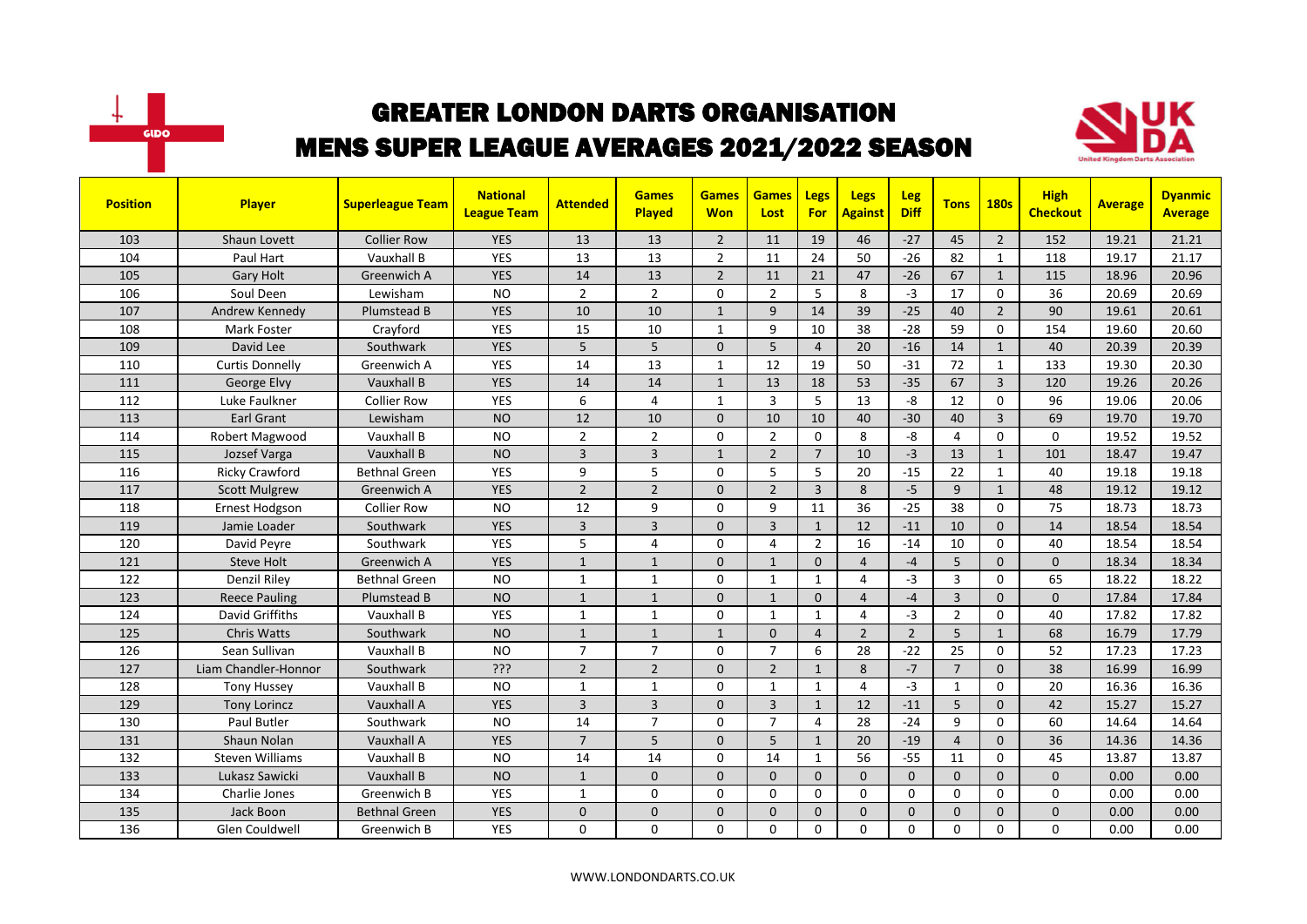# GREATER LONDON DARTS ORGANISATION

## MENS SUPER LEAGUE AVERAGES 2021/2022 SEASON

| Position | Player | Superleague Team | National League Team | Attended | Games Played | Games Won | Games Lost | Legs For | Legs Against | Leg Diff | Tons | 180s | High Checkout | Average | Dyanmic Average |
|---|---|---|---|---|---|---|---|---|---|---|---|---|---|---|---|
| 103 | Shaun Lovett | Collier Row | YES | 13 | 13 | 2 | 11 | 19 | 46 | -27 | 45 | 2 | 152 | 19.21 | 21.21 |
| 104 | Paul Hart | Vauxhall B | YES | 13 | 13 | 2 | 11 | 24 | 50 | -26 | 82 | 1 | 118 | 19.17 | 21.17 |
| 105 | Gary Holt | Greenwich A | YES | 14 | 13 | 2 | 11 | 21 | 47 | -26 | 67 | 1 | 115 | 18.96 | 20.96 |
| 106 | Soul Deen | Lewisham | NO | 2 | 2 | 0 | 2 | 5 | 8 | -3 | 17 | 0 | 36 | 20.69 | 20.69 |
| 107 | Andrew Kennedy | Plumstead B | YES | 10 | 10 | 1 | 9 | 14 | 39 | -25 | 40 | 2 | 90 | 19.61 | 20.61 |
| 108 | Mark Foster | Crayford | YES | 15 | 10 | 1 | 9 | 10 | 38 | -28 | 59 | 0 | 154 | 19.60 | 20.60 |
| 109 | David Lee | Southwark | YES | 5 | 5 | 0 | 5 | 4 | 20 | -16 | 14 | 1 | 40 | 20.39 | 20.39 |
| 110 | Curtis Donnelly | Greenwich A | YES | 14 | 13 | 1 | 12 | 19 | 50 | -31 | 72 | 1 | 133 | 19.30 | 20.30 |
| 111 | George Elvy | Vauxhall B | YES | 14 | 14 | 1 | 13 | 18 | 53 | -35 | 67 | 3 | 120 | 19.26 | 20.26 |
| 112 | Luke Faulkner | Collier Row | YES | 6 | 4 | 1 | 3 | 5 | 13 | -8 | 12 | 0 | 96 | 19.06 | 20.06 |
| 113 | Earl Grant | Lewisham | NO | 12 | 10 | 0 | 10 | 10 | 40 | -30 | 40 | 3 | 69 | 19.70 | 19.70 |
| 114 | Robert Magwood | Vauxhall B | NO | 2 | 2 | 0 | 2 | 0 | 8 | -8 | 4 | 0 | 0 | 19.52 | 19.52 |
| 115 | Jozsef Varga | Vauxhall B | NO | 3 | 3 | 1 | 2 | 7 | 10 | -3 | 13 | 1 | 101 | 18.47 | 19.47 |
| 116 | Ricky Crawford | Bethnal Green | YES | 9 | 5 | 0 | 5 | 5 | 20 | -15 | 22 | 1 | 40 | 19.18 | 19.18 |
| 117 | Scott Mulgrew | Greenwich A | YES | 2 | 2 | 0 | 2 | 3 | 8 | -5 | 9 | 1 | 48 | 19.12 | 19.12 |
| 118 | Ernest Hodgson | Collier Row | NO | 12 | 9 | 0 | 9 | 11 | 36 | -25 | 38 | 0 | 75 | 18.73 | 18.73 |
| 119 | Jamie Loader | Southwark | YES | 3 | 3 | 0 | 3 | 1 | 12 | -11 | 10 | 0 | 14 | 18.54 | 18.54 |
| 120 | David Peyre | Southwark | YES | 5 | 4 | 0 | 4 | 2 | 16 | -14 | 10 | 0 | 40 | 18.54 | 18.54 |
| 121 | Steve Holt | Greenwich A | YES | 1 | 1 | 0 | 1 | 0 | 4 | -4 | 5 | 0 | 0 | 18.34 | 18.34 |
| 122 | Denzil Riley | Bethnal Green | NO | 1 | 1 | 0 | 1 | 1 | 4 | -3 | 3 | 0 | 65 | 18.22 | 18.22 |
| 123 | Reece Pauling | Plumstead B | NO | 1 | 1 | 0 | 1 | 0 | 4 | -4 | 3 | 0 | 0 | 17.84 | 17.84 |
| 124 | David Griffiths | Vauxhall B | YES | 1 | 1 | 0 | 1 | 1 | 4 | -3 | 2 | 0 | 40 | 17.82 | 17.82 |
| 125 | Chris Watts | Southwark | NO | 1 | 1 | 1 | 0 | 4 | 2 | 2 | 5 | 1 | 68 | 16.79 | 17.79 |
| 126 | Sean Sullivan | Vauxhall B | NO | 7 | 7 | 0 | 7 | 6 | 28 | -22 | 25 | 0 | 52 | 17.23 | 17.23 |
| 127 | Liam Chandler-Honnor | Southwark | ??? | 2 | 2 | 0 | 2 | 1 | 8 | -7 | 7 | 0 | 38 | 16.99 | 16.99 |
| 128 | Tony Hussey | Vauxhall B | NO | 1 | 1 | 0 | 1 | 1 | 4 | -3 | 1 | 0 | 20 | 16.36 | 16.36 |
| 129 | Tony Lorincz | Vauxhall A | YES | 3 | 3 | 0 | 3 | 1 | 12 | -11 | 5 | 0 | 42 | 15.27 | 15.27 |
| 130 | Paul Butler | Southwark | NO | 14 | 7 | 0 | 7 | 4 | 28 | -24 | 9 | 0 | 60 | 14.64 | 14.64 |
| 131 | Shaun Nolan | Vauxhall A | YES | 7 | 5 | 0 | 5 | 1 | 20 | -19 | 4 | 0 | 36 | 14.36 | 14.36 |
| 132 | Steven Williams | Vauxhall B | NO | 14 | 14 | 0 | 14 | 1 | 56 | -55 | 11 | 0 | 45 | 13.87 | 13.87 |
| 133 | Lukasz Sawicki | Vauxhall B | NO | 1 | 0 | 0 | 0 | 0 | 0 | 0 | 0 | 0 | 0 | 0.00 | 0.00 |
| 134 | Charlie Jones | Greenwich B | YES | 1 | 0 | 0 | 0 | 0 | 0 | 0 | 0 | 0 | 0 | 0.00 | 0.00 |
| 135 | Jack Boon | Bethnal Green | YES | 0 | 0 | 0 | 0 | 0 | 0 | 0 | 0 | 0 | 0 | 0.00 | 0.00 |
| 136 | Glen Couldwell | Greenwich B | YES | 0 | 0 | 0 | 0 | 0 | 0 | 0 | 0 | 0 | 0 | 0.00 | 0.00 |

WWW.LONDONDARTS.CO.UK